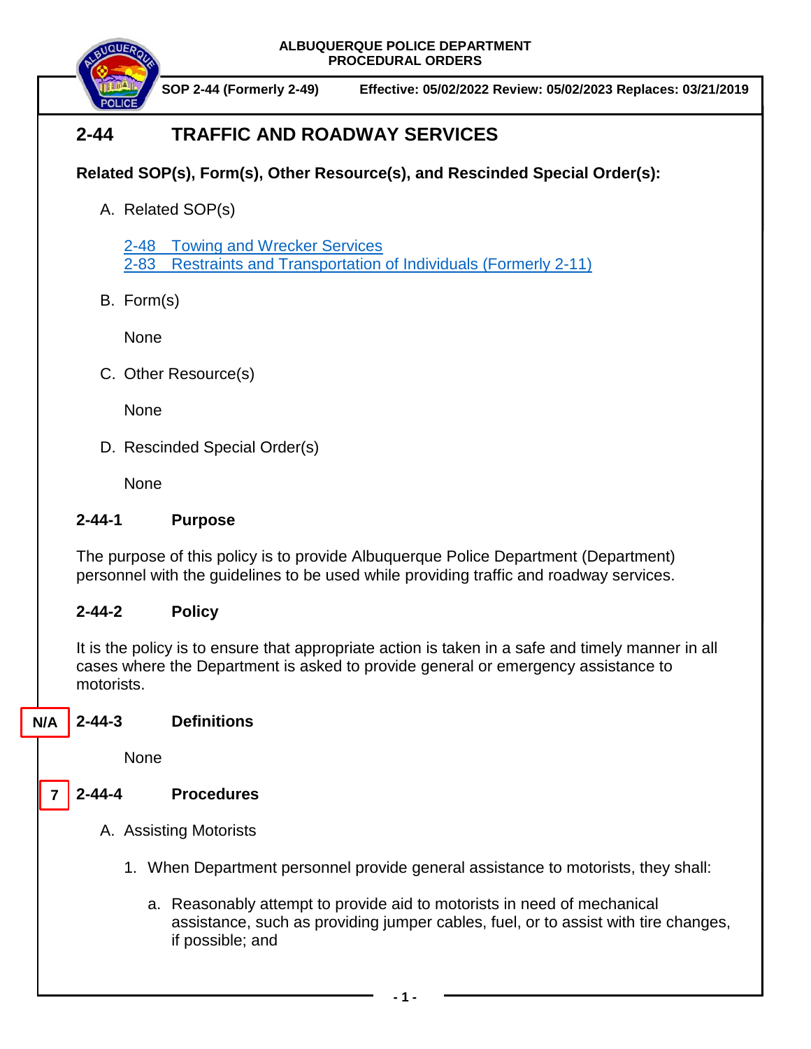ALBUQUERQUE POLICE DEPARTMENT
PROCEDURAL ORDERS

**SOP 2-44 (Formerly 2-49)** **Effective: 05/02/2022 Review: 05/02/2023 Replaces: 03/21/2019**

# 2-44 TRAFFIC AND ROADWAY SERVICES

**Related SOP(s), Form(s), Other Resource(s), and Rescinded Special Order(s):**

A. Related SOP(s)

[2-48 Towing and Wrecker Services]
[2-83 Restraints and Transportation of Individuals (Formerly 2-11)]

B. Form(s)

None

C. Other Resource(s)

None

D. Rescinded Special Order(s)

None

## 2-44-1 Purpose

The purpose of this policy is to provide Albuquerque Police Department (Department) personnel with the guidelines to be used while providing traffic and roadway services.

## 2-44-2 Policy

It is the policy is to ensure that appropriate action is taken in a safe and timely manner in all cases where the Department is asked to provide general or emergency assistance to motorists.

## N/A 2-44-3 Definitions

None

## 7 2-44-4 Procedures

A. Assisting Motorists

1. When Department personnel provide general assistance to motorists, they shall:

   a. Reasonably attempt to provide aid to motorists in need of mechanical assistance, such as providing jumper cables, fuel, or to assist with tire changes, if possible; and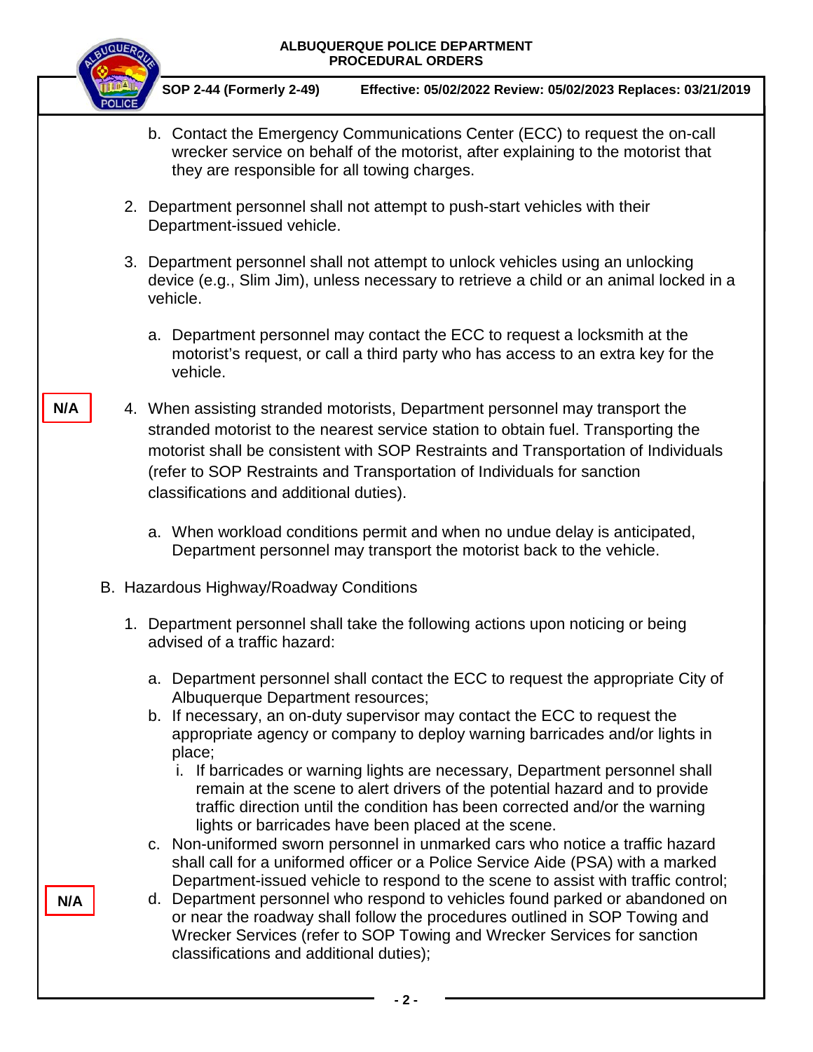b. Contact the Emergency Communications Center (ECC) to request the on-call wrecker service on behalf of the motorist, after explaining to the motorist that they are responsible for all towing charges.

2. Department personnel shall not attempt to push-start vehicles with their Department-issued vehicle.

3. Department personnel shall not attempt to unlock vehicles using an unlocking device (e.g., Slim Jim), unless necessary to retrieve a child or an animal locked in a vehicle.

   a. Department personnel may contact the ECC to request a locksmith at the motorist's request, or call a third party who has access to an extra key for the vehicle.

**N/A**

4. When assisting stranded motorists, Department personnel may transport the stranded motorist to the nearest service station to obtain fuel. Transporting the motorist shall be consistent with SOP Restraints and Transportation of Individuals (refer to SOP Restraints and Transportation of Individuals for sanction classifications and additional duties).

   a. When workload conditions permit and when no undue delay is anticipated, Department personnel may transport the motorist back to the vehicle.

B. Hazardous Highway/Roadway Conditions

1. Department personnel shall take the following actions upon noticing or being advised of a traffic hazard:

   a. Department personnel shall contact the ECC to request the appropriate City of Albuquerque Department resources;
   b. If necessary, an on-duty supervisor may contact the ECC to request the appropriate agency or company to deploy warning barricades and/or lights in place;
      i. If barricades or warning lights are necessary, Department personnel shall remain at the scene to alert drivers of the potential hazard and to provide traffic direction until the condition has been corrected and/or the warning lights or barricades have been placed at the scene.
   c. Non-uniformed sworn personnel in unmarked cars who notice a traffic hazard shall call for a uniformed officer or a Police Service Aide (PSA) with a marked Department-issued vehicle to respond to the scene to assist with traffic control;

**N/A**

   d. Department personnel who respond to vehicles found parked or abandoned on or near the roadway shall follow the procedures outlined in SOP Towing and Wrecker Services (refer to SOP Towing and Wrecker Services for sanction classifications and additional duties);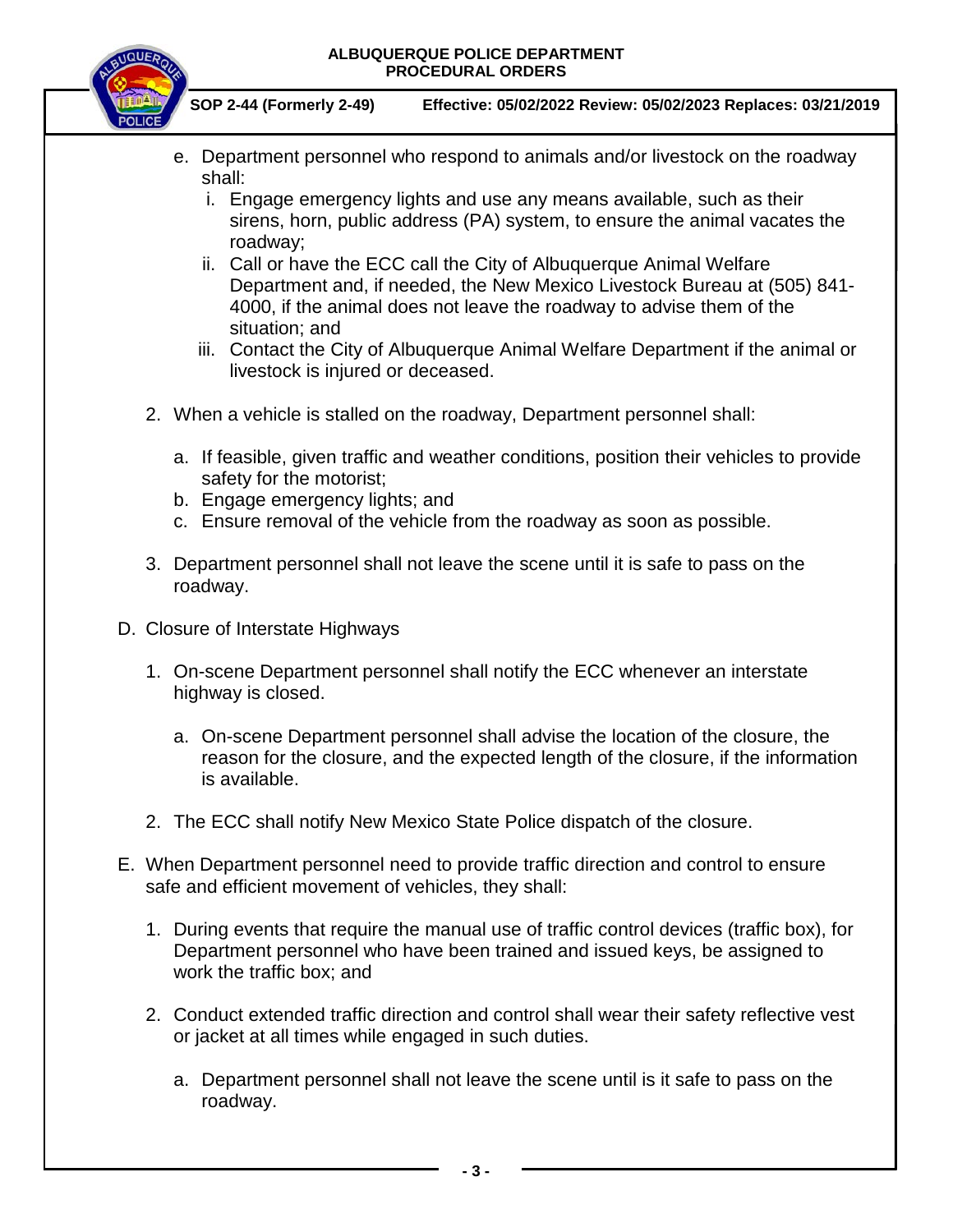e. Department personnel who respond to animals and/or livestock on the roadway shall:

   i. Engage emergency lights and use any means available, such as their sirens, horn, public address (PA) system, to ensure the animal vacates the roadway;

   ii. Call or have the ECC call the City of Albuquerque Animal Welfare Department and, if needed, the New Mexico Livestock Bureau at (505) 841-4000, if the animal does not leave the roadway to advise them of the situation; and

   iii. Contact the City of Albuquerque Animal Welfare Department if the animal or livestock is injured or deceased.

2. When a vehicle is stalled on the roadway, Department personnel shall:

   a. If feasible, given traffic and weather conditions, position their vehicles to provide safety for the motorist;
   b. Engage emergency lights; and
   c. Ensure removal of the vehicle from the roadway as soon as possible.

3. Department personnel shall not leave the scene until it is safe to pass on the roadway.

D. Closure of Interstate Highways

1. On-scene Department personnel shall notify the ECC whenever an interstate highway is closed.

   a. On-scene Department personnel shall advise the location of the closure, the reason for the closure, and the expected length of the closure, if the information is available.

2. The ECC shall notify New Mexico State Police dispatch of the closure.

E. When Department personnel need to provide traffic direction and control to ensure safe and efficient movement of vehicles, they shall:

1. During events that require the manual use of traffic control devices (traffic box), for Department personnel who have been trained and issued keys, be assigned to work the traffic box; and

2. Conduct extended traffic direction and control shall wear their safety reflective vest or jacket at all times while engaged in such duties.

   a. Department personnel shall not leave the scene until is it safe to pass on the roadway.